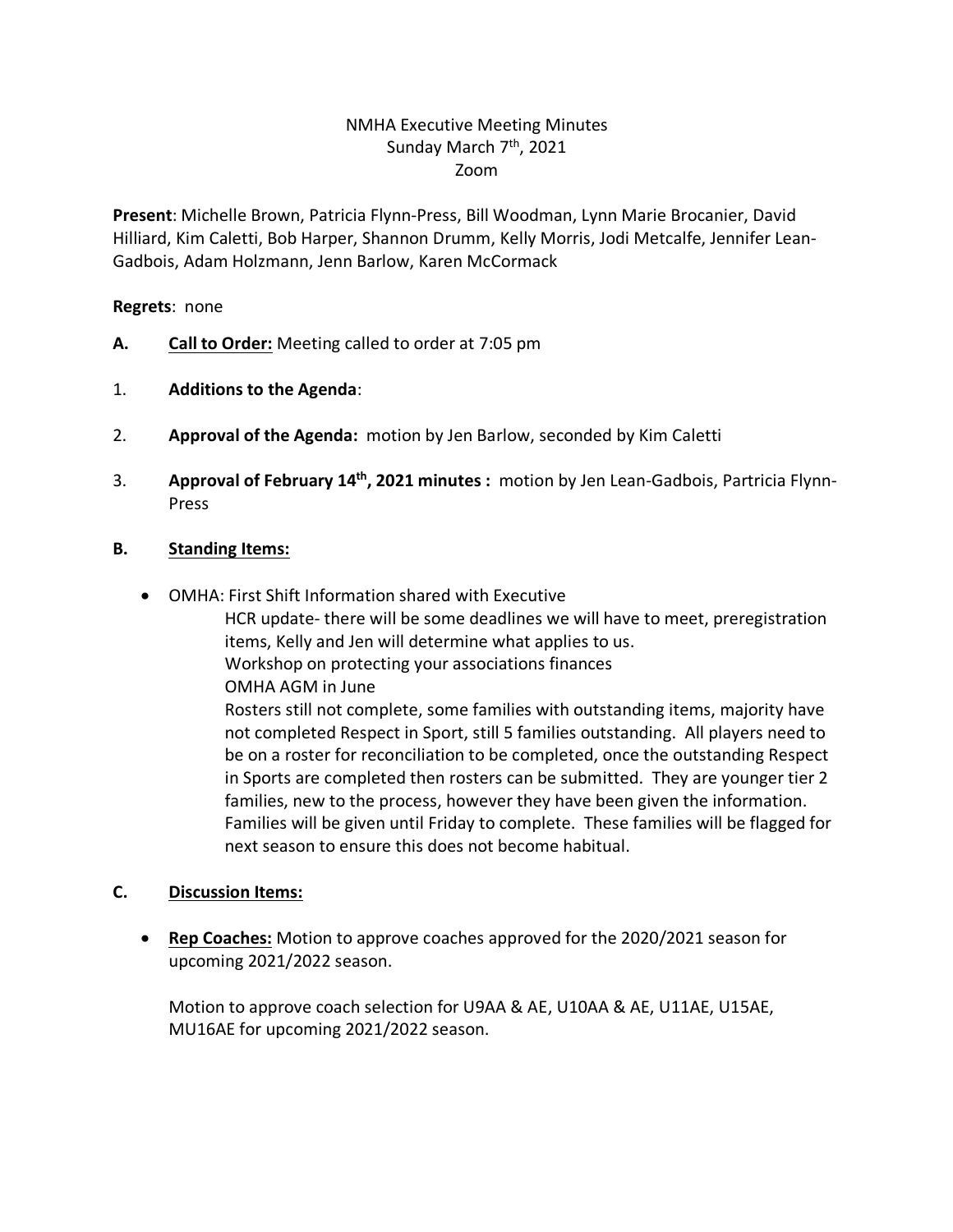NMHA Executive Meeting Minutes
Sunday March 7th, 2021
Zoom

**Present**: Michelle Brown, Patricia Flynn-Press, Bill Woodman, Lynn Marie Brocanier, David Hilliard, Kim Caletti, Bob Harper, Shannon Drumm, Kelly Morris, Jodi Metcalfe, Jennifer Lean-Gadbois, Adam Holzmann, Jenn Barlow, Karen McCormack

**Regrets**: none

**A.** **Call to Order:** Meeting called to order at 7:05 pm

1. **Additions to the Agenda**:

2. **Approval of the Agenda:** motion by Jen Barlow, seconded by Kim Caletti

3. **Approval of February 14th, 2021 minutes :** motion by Jen Lean-Gadbois, Partricia Flynn-Press

**B.** **Standing Items:**

- OMHA: First Shift Information shared with Executive
  HCR update- there will be some deadlines we will have to meet, preregistration items, Kelly and Jen will determine what applies to us.
  Workshop on protecting your associations finances
  OMHA AGM in June
  Rosters still not complete, some families with outstanding items, majority have not completed Respect in Sport, still 5 families outstanding. All players need to be on a roster for reconciliation to be completed, once the outstanding Respect in Sports are completed then rosters can be submitted. They are younger tier 2 families, new to the process, however they have been given the information. Families will be given until Friday to complete. These families will be flagged for next season to ensure this does not become habitual.

**C.** **Discussion Items:**

- **Rep Coaches:** Motion to approve coaches approved for the 2020/2021 season for upcoming 2021/2022 season.

  Motion to approve coach selection for U9AA & AE, U10AA & AE, U11AE, U15AE, MU16AE for upcoming 2021/2022 season.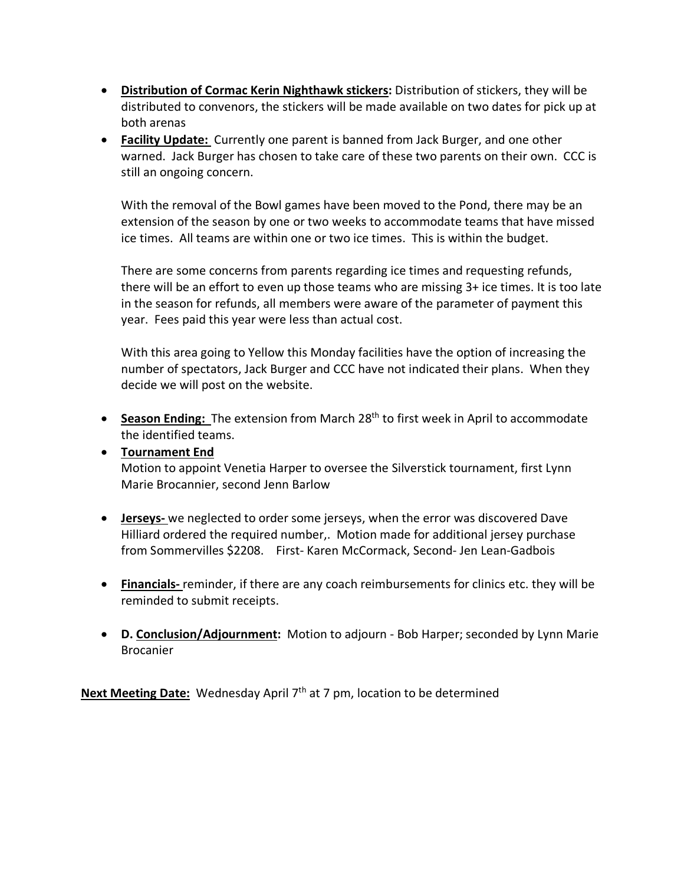- **Distribution of Cormac Kerin Nighthawk stickers:** Distribution of stickers, they will be distributed to convenors, the stickers will be made available on two dates for pick up at both arenas
- **Facility Update:** Currently one parent is banned from Jack Burger, and one other warned. Jack Burger has chosen to take care of these two parents on their own. CCC is still an ongoing concern.

  With the removal of the Bowl games have been moved to the Pond, there may be an extension of the season by one or two weeks to accommodate teams that have missed ice times. All teams are within one or two ice times. This is within the budget.

  There are some concerns from parents regarding ice times and requesting refunds, there will be an effort to even up those teams who are missing 3+ ice times. It is too late in the season for refunds, all members were aware of the parameter of payment this year. Fees paid this year were less than actual cost.

  With this area going to Yellow this Monday facilities have the option of increasing the number of spectators, Jack Burger and CCC have not indicated their plans. When they decide we will post on the website.

- **Season Ending:** The extension from March 28th to first week in April to accommodate the identified teams.
- **Tournament End**
  Motion to appoint Venetia Harper to oversee the Silverstick tournament, first Lynn Marie Brocannier, second Jenn Barlow

- **Jerseys-** we neglected to order some jerseys, when the error was discovered Dave Hilliard ordered the required number,. Motion made for additional jersey purchase from Sommervilles $2208. First- Karen McCormack, Second- Jen Lean-Gadbois

- **Financials-** reminder, if there are any coach reimbursements for clinics etc. they will be reminded to submit receipts.

- **D. Conclusion/Adjournment:** Motion to adjourn - Bob Harper; seconded by Lynn Marie Brocanier

**Next Meeting Date:** Wednesday April 7th at 7 pm, location to be determined